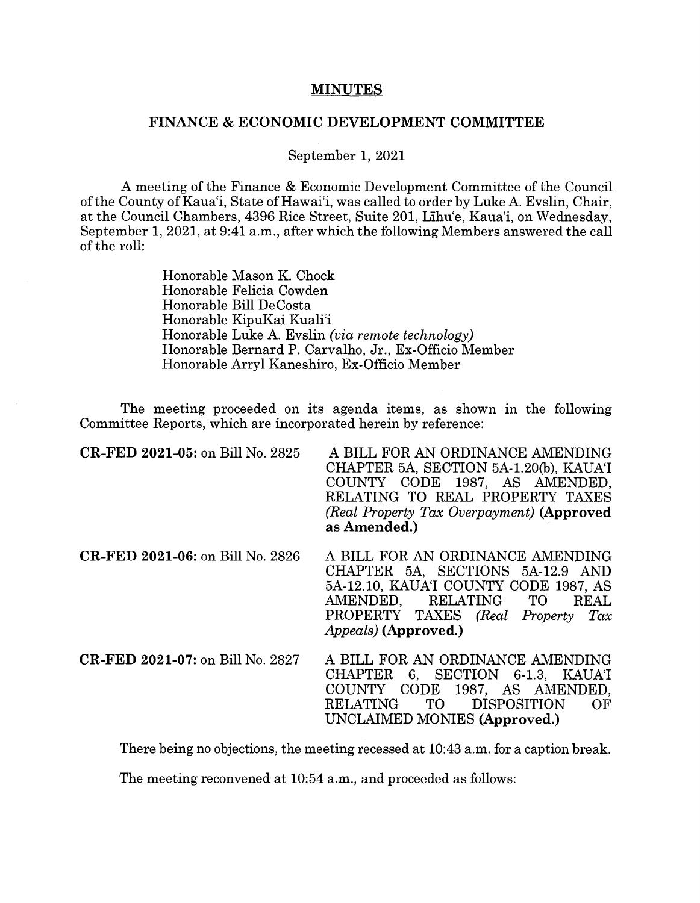# MINUTES

## FINANCE & ECONOMIC DEVELOPMENT COMMITTEE

September 1, 2021

A meeting of the Finance & Economic Development Committee of the Council of the County of Kaua'i, State of Hawai'i, was called to order by Luke A. Evslin, Chair, at the Council Chambers, 4396 Rice Street, Suite 201, Līhu'e, Kaua'i, on Wednesday, September 1, 2021, at 9:41 a.m., after which the following Members answered the call of the roll:

Honorable Mason K. Chock
Honorable Felicia Cowden
Honorable Bill DeCosta
Honorable KipuKai Kuali'i
Honorable Luke A. Evslin *(via remote technology)*
Honorable Bernard P. Carvalho, Jr., Ex-Officio Member
Honorable Arryl Kaneshiro, Ex-Officio Member

The meeting proceeded on its agenda items, as shown in the following Committee Reports, which are incorporated herein by reference:

**CR-FED 2021-05:** on Bill No. 2825 — A BILL FOR AN ORDINANCE AMENDING CHAPTER 5A, SECTION 5A-1.20(b), KAUA'I COUNTY CODE 1987, AS AMENDED, RELATING TO REAL PROPERTY TAXES *(Real Property Tax Overpayment)* **(Approved as Amended.)**

**CR-FED 2021-06:** on Bill No. 2826 — A BILL FOR AN ORDINANCE AMENDING CHAPTER 5A, SECTIONS 5A-12.9 AND 5A-12.10, KAUA'I COUNTY CODE 1987, AS AMENDED, RELATING TO REAL PROPERTY TAXES *(Real Property Tax Appeals)* **(Approved.)**

**CR-FED 2021-07:** on Bill No. 2827 — A BILL FOR AN ORDINANCE AMENDING CHAPTER 6, SECTION 6-1.3, KAUA'I COUNTY CODE 1987, AS AMENDED, RELATING TO DISPOSITION OF UNCLAIMED MONIES **(Approved.)**

There being no objections, the meeting recessed at 10:43 a.m. for a caption break.

The meeting reconvened at 10:54 a.m., and proceeded as follows: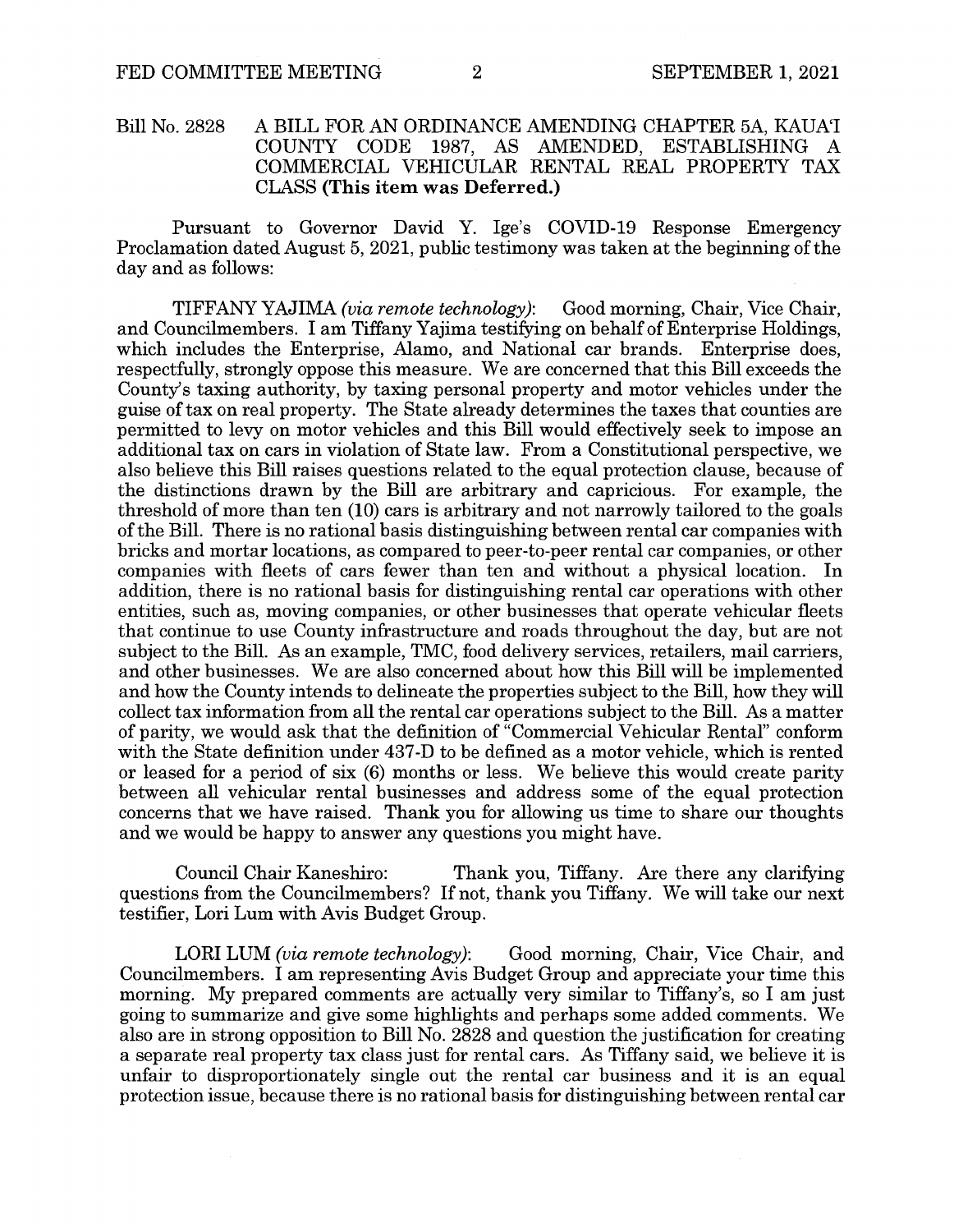Bill No. 2828 A BILL FOR AN ORDINANCE AMENDING CHAPTER 5A, KAUA'I COUNTY CODE 1987, AS AMENDED, ESTABLISHING A COMMERCIAL VEHICULAR RENTAL REAL PROPERTY TAX CLASS **(This item was Deferred.)**

Pursuant to Governor David Y. Ige's COVID-19 Response Emergency Proclamation dated August 5, 2021, public testimony was taken at the beginning of the day and as follows:

TIFFANY YAJIMA *(via remote technology)*: Good morning, Chair, Vice Chair, and Councilmembers. I am Tiffany Yajima testifying on behalf of Enterprise Holdings, which includes the Enterprise, Alamo, and National car brands. Enterprise does, respectfully, strongly oppose this measure. We are concerned that this Bill exceeds the County's taxing authority, by taxing personal property and motor vehicles under the guise of tax on real property. The State already determines the taxes that counties are permitted to levy on motor vehicles and this Bill would effectively seek to impose an additional tax on cars in violation of State law. From a Constitutional perspective, we also believe this Bill raises questions related to the equal protection clause, because of the distinctions drawn by the Bill are arbitrary and capricious. For example, the threshold of more than ten (10) cars is arbitrary and not narrowly tailored to the goals of the Bill. There is no rational basis distinguishing between rental car companies with bricks and mortar locations, as compared to peer-to-peer rental car companies, or other companies with fleets of cars fewer than ten and without a physical location. In addition, there is no rational basis for distinguishing rental car operations with other entities, such as, moving companies, or other businesses that operate vehicular fleets that continue to use County infrastructure and roads throughout the day, but are not subject to the Bill. As an example, TMC, food delivery services, retailers, mail carriers, and other businesses. We are also concerned about how this Bill will be implemented and how the County intends to delineate the properties subject to the Bill, how they will collect tax information from all the rental car operations subject to the Bill. As a matter of parity, we would ask that the definition of "Commercial Vehicular Rental" conform with the State definition under 437-D to be defined as a motor vehicle, which is rented or leased for a period of six (6) months or less. We believe this would create parity between all vehicular rental businesses and address some of the equal protection concerns that we have raised. Thank you for allowing us time to share our thoughts and we would be happy to answer any questions you might have.

Council Chair Kaneshiro: Thank you, Tiffany. Are there any clarifying questions from the Councilmembers? If not, thank you Tiffany. We will take our next testifier, Lori Lum with Avis Budget Group.

LORI LUM *(via remote technology)*: Good morning, Chair, Vice Chair, and Councilmembers. I am representing Avis Budget Group and appreciate your time this morning. My prepared comments are actually very similar to Tiffany's, so I am just going to summarize and give some highlights and perhaps some added comments. We also are in strong opposition to Bill No. 2828 and question the justification for creating a separate real property tax class just for rental cars. As Tiffany said, we believe it is unfair to disproportionately single out the rental car business and it is an equal protection issue, because there is no rational basis for distinguishing between rental car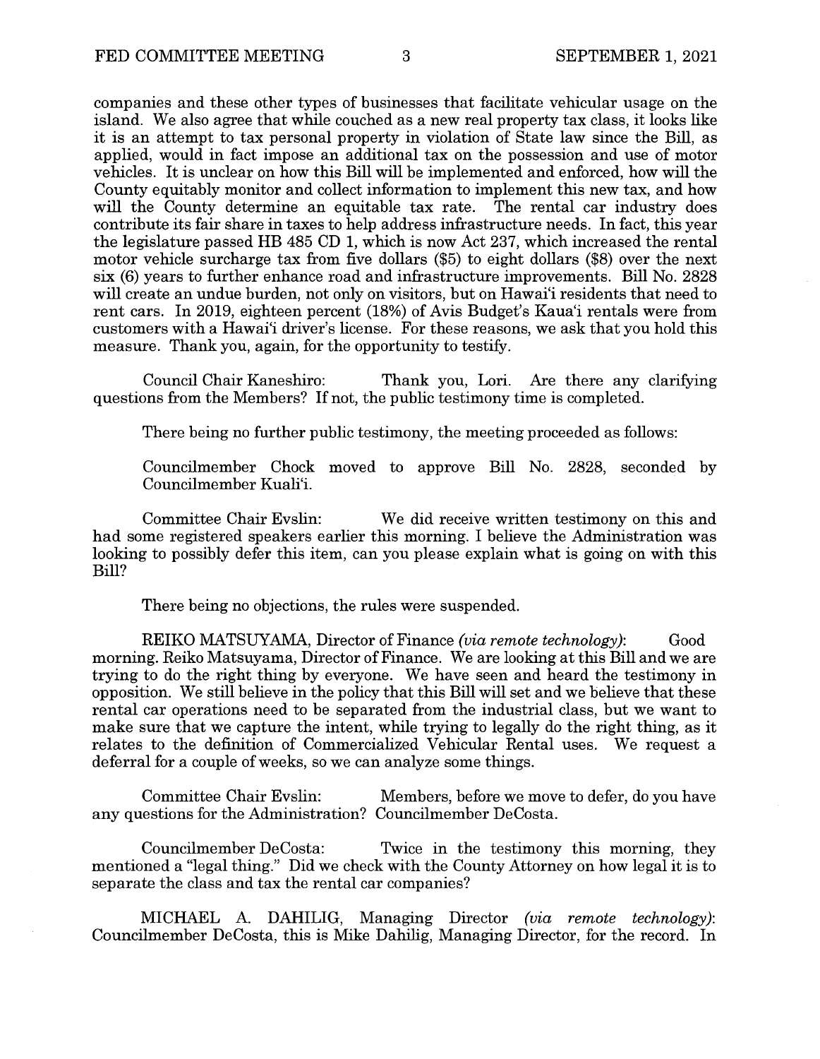companies and these other types of businesses that facilitate vehicular usage on the island. We also agree that while couched as a new real property tax class, it looks like it is an attempt to tax personal property in violation of State law since the Bill, as applied, would in fact impose an additional tax on the possession and use of motor vehicles. It is unclear on how this Bill will be implemented and enforced, how will the County equitably monitor and collect information to implement this new tax, and how will the County determine an equitable tax rate. The rental car industry does contribute its fair share in taxes to help address infrastructure needs. In fact, this year the legislature passed HB 485 CD 1, which is now Act 237, which increased the rental motor vehicle surcharge tax from five dollars ($5) to eight dollars ($8) over the next six (6) years to further enhance road and infrastructure improvements. Bill No. 2828 will create an undue burden, not only on visitors, but on Hawai'i residents that need to rent cars. In 2019, eighteen percent (18%) of Avis Budget's Kaua'i rentals were from customers with a Hawai'i driver's license. For these reasons, we ask that you hold this measure. Thank you, again, for the opportunity to testify.

Council Chair Kaneshiro: Thank you, Lori. Are there any clarifying questions from the Members? If not, the public testimony time is completed.

There being no further public testimony, the meeting proceeded as follows:

Councilmember Chock moved to approve Bill No. 2828, seconded by Councilmember Kuali'i.

Committee Chair Evslin: We did receive written testimony on this and had some registered speakers earlier this morning. I believe the Administration was looking to possibly defer this item, can you please explain what is going on with this Bill?

There being no objections, the rules were suspended.

REIKO MATSUYAMA, Director of Finance *(via remote technology)*: Good morning. Reiko Matsuyama, Director of Finance. We are looking at this Bill and we are trying to do the right thing by everyone. We have seen and heard the testimony in opposition. We still believe in the policy that this Bill will set and we believe that these rental car operations need to be separated from the industrial class, but we want to make sure that we capture the intent, while trying to legally do the right thing, as it relates to the definition of Commercialized Vehicular Rental uses. We request a deferral for a couple of weeks, so we can analyze some things.

Committee Chair Evslin: Members, before we move to defer, do you have any questions for the Administration? Councilmember DeCosta.

Councilmember DeCosta: Twice in the testimony this morning, they mentioned a "legal thing." Did we check with the County Attorney on how legal it is to separate the class and tax the rental car companies?

MICHAEL A. DAHILIG, Managing Director *(via remote technology)*: Councilmember DeCosta, this is Mike Dahilig, Managing Director, for the record. In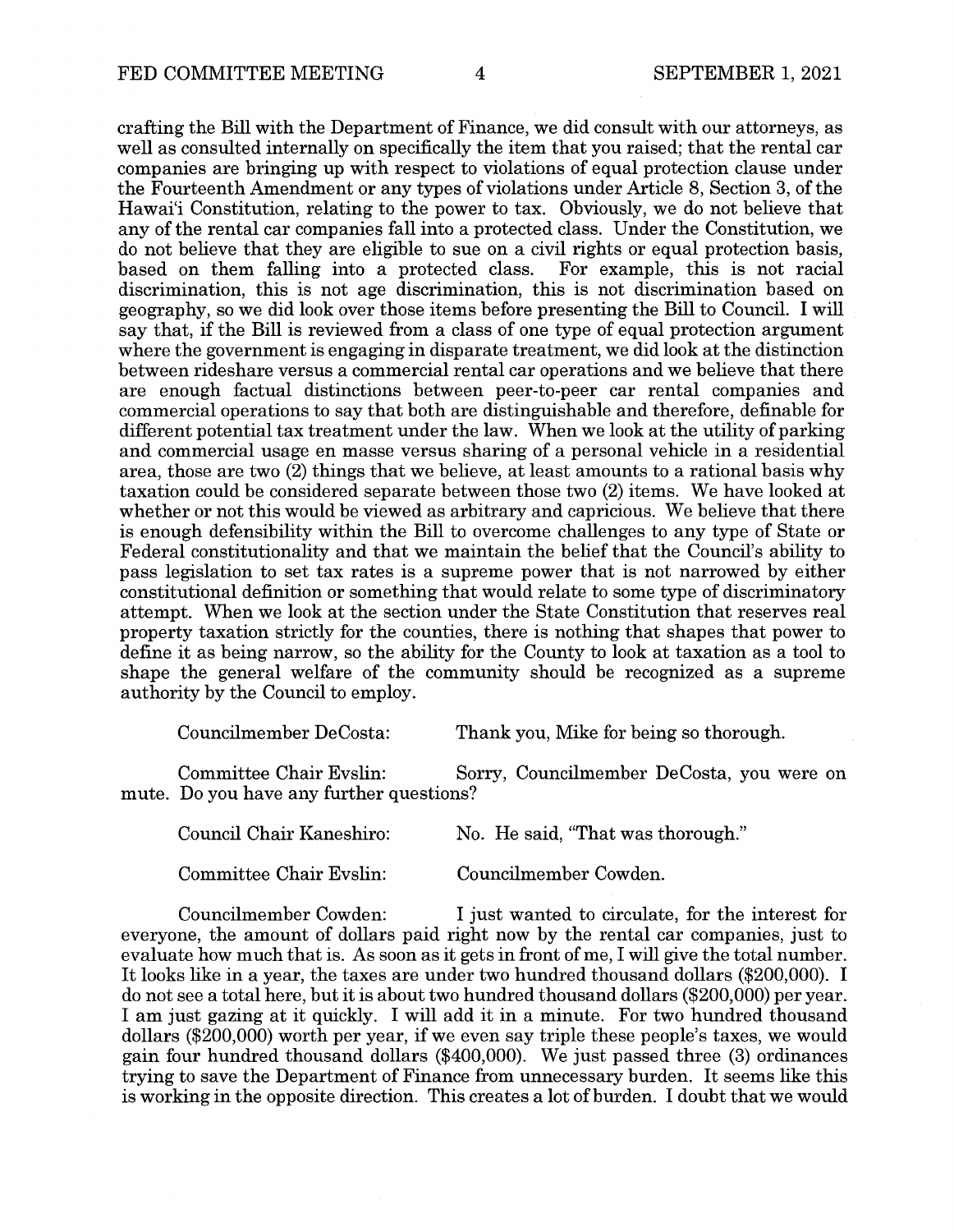crafting the Bill with the Department of Finance, we did consult with our attorneys, as well as consulted internally on specifically the item that you raised; that the rental car companies are bringing up with respect to violations of equal protection clause under the Fourteenth Amendment or any types of violations under Article 8, Section 3, of the Hawai'i Constitution, relating to the power to tax. Obviously, we do not believe that any of the rental car companies fall into a protected class. Under the Constitution, we do not believe that they are eligible to sue on a civil rights or equal protection basis, based on them falling into a protected class. For example, this is not racial discrimination, this is not age discrimination, this is not discrimination based on geography, so we did look over those items before presenting the Bill to Council. I will say that, if the Bill is reviewed from a class of one type of equal protection argument where the government is engaging in disparate treatment, we did look at the distinction between rideshare versus a commercial rental car operations and we believe that there are enough factual distinctions between peer-to-peer car rental companies and commercial operations to say that both are distinguishable and therefore, definable for different potential tax treatment under the law. When we look at the utility of parking and commercial usage en masse versus sharing of a personal vehicle in a residential area, those are two (2) things that we believe, at least amounts to a rational basis why taxation could be considered separate between those two (2) items. We have looked at whether or not this would be viewed as arbitrary and capricious. We believe that there is enough defensibility within the Bill to overcome challenges to any type of State or Federal constitutionality and that we maintain the belief that the Council's ability to pass legislation to set tax rates is a supreme power that is not narrowed by either constitutional definition or something that would relate to some type of discriminatory attempt. When we look at the section under the State Constitution that reserves real property taxation strictly for the counties, there is nothing that shapes that power to define it as being narrow, so the ability for the County to look at taxation as a tool to shape the general welfare of the community should be recognized as a supreme authority by the Council to employ.

Councilmember DeCosta: Thank you, Mike for being so thorough.

Committee Chair Evslin: Sorry, Councilmember DeCosta, you were on mute. Do you have any further questions?

Council Chair Kaneshiro: No. He said, "That was thorough."

Committee Chair Evslin: Councilmember Cowden.

Councilmember Cowden: I just wanted to circulate, for the interest for everyone, the amount of dollars paid right now by the rental car companies, just to evaluate how much that is. As soon as it gets in front of me, I will give the total number. It looks like in a year, the taxes are under two hundred thousand dollars ($200,000). I do not see a total here, but it is about two hundred thousand dollars ($200,000) per year. I am just gazing at it quickly. I will add it in a minute. For two hundred thousand dollars ($200,000) worth per year, if we even say triple these people's taxes, we would gain four hundred thousand dollars ($400,000). We just passed three (3) ordinances trying to save the Department of Finance from unnecessary burden. It seems like this is working in the opposite direction. This creates a lot of burden. I doubt that we would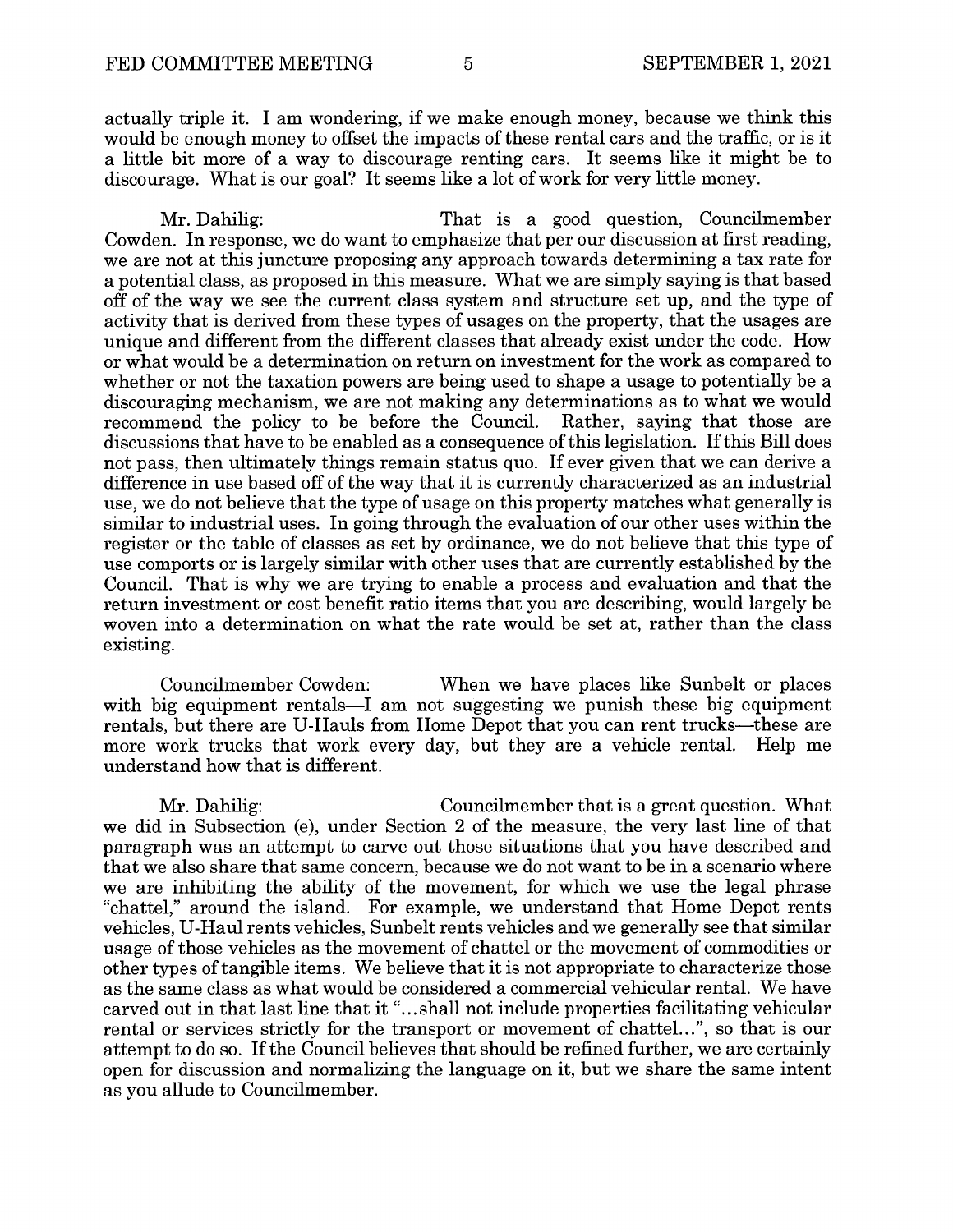actually triple it. I am wondering, if we make enough money, because we think this would be enough money to offset the impacts of these rental cars and the traffic, or is it a little bit more of a way to discourage renting cars. It seems like it might be to discourage. What is our goal? It seems like a lot of work for very little money.

Mr. Dahilig: That is a good question, Councilmember Cowden. In response, we do want to emphasize that per our discussion at first reading, we are not at this juncture proposing any approach towards determining a tax rate for a potential class, as proposed in this measure. What we are simply saying is that based off of the way we see the current class system and structure set up, and the type of activity that is derived from these types of usages on the property, that the usages are unique and different from the different classes that already exist under the code. How or what would be a determination on return on investment for the work as compared to whether or not the taxation powers are being used to shape a usage to potentially be a discouraging mechanism, we are not making any determinations as to what we would recommend the policy to be before the Council. Rather, saying that those are discussions that have to be enabled as a consequence of this legislation. If this Bill does not pass, then ultimately things remain status quo. If ever given that we can derive a difference in use based off of the way that it is currently characterized as an industrial use, we do not believe that the type of usage on this property matches what generally is similar to industrial uses. In going through the evaluation of our other uses within the register or the table of classes as set by ordinance, we do not believe that this type of use comports or is largely similar with other uses that are currently established by the Council. That is why we are trying to enable a process and evaluation and that the return investment or cost benefit ratio items that you are describing, would largely be woven into a determination on what the rate would be set at, rather than the class existing.

Councilmember Cowden: When we have places like Sunbelt or places with big equipment rentals—I am not suggesting we punish these big equipment rentals, but there are U-Hauls from Home Depot that you can rent trucks—these are more work trucks that work every day, but they are a vehicle rental. Help me understand how that is different.

Mr. Dahilig: Councilmember that is a great question. What we did in Subsection (e), under Section 2 of the measure, the very last line of that paragraph was an attempt to carve out those situations that you have described and that we also share that same concern, because we do not want to be in a scenario where we are inhibiting the ability of the movement, for which we use the legal phrase "chattel," around the island. For example, we understand that Home Depot rents vehicles, U-Haul rents vehicles, Sunbelt rents vehicles and we generally see that similar usage of those vehicles as the movement of chattel or the movement of commodities or other types of tangible items. We believe that it is not appropriate to characterize those as the same class as what would be considered a commercial vehicular rental. We have carved out in that last line that it "...shall not include properties facilitating vehicular rental or services strictly for the transport or movement of chattel...", so that is our attempt to do so. If the Council believes that should be refined further, we are certainly open for discussion and normalizing the language on it, but we share the same intent as you allude to Councilmember.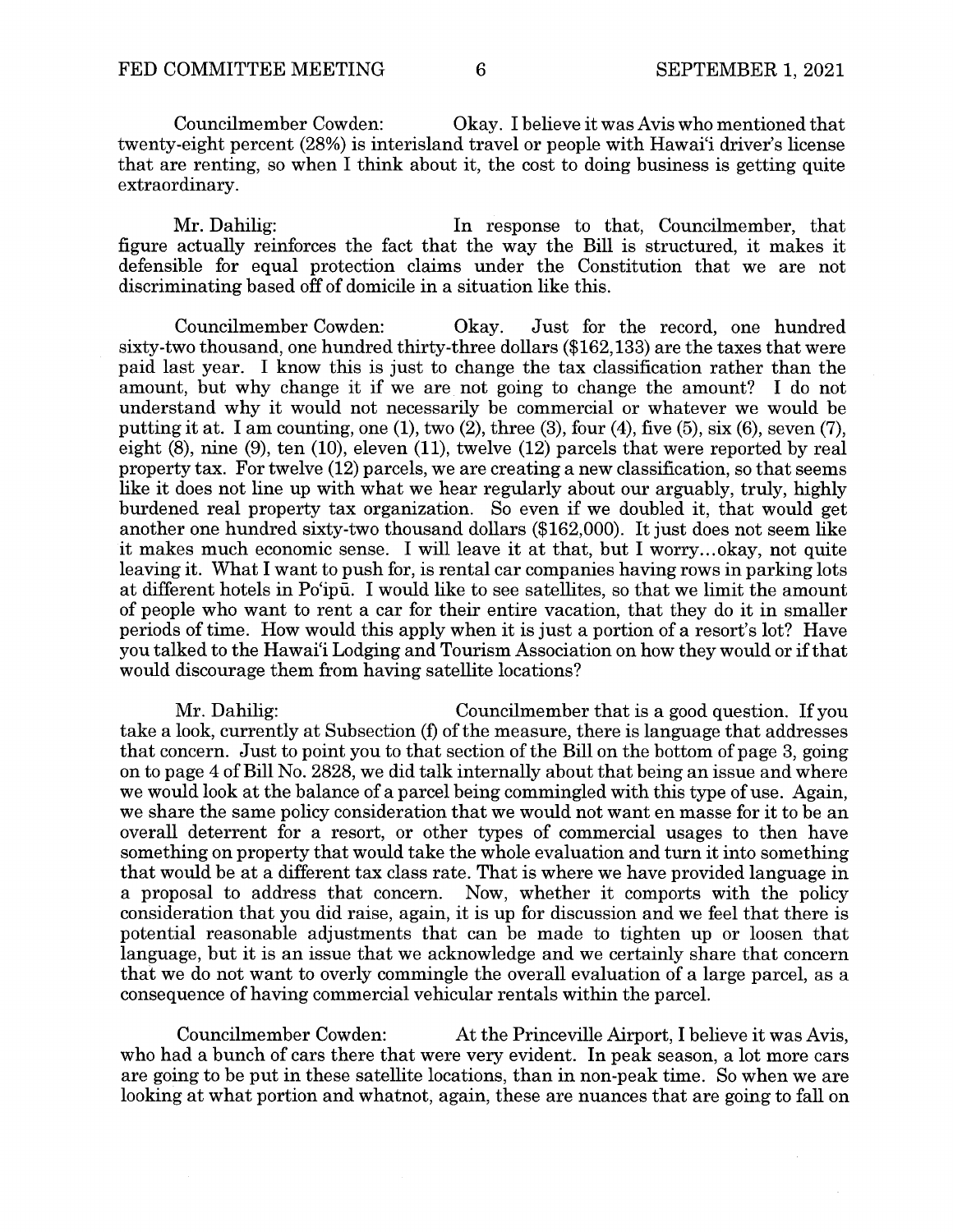Councilmember Cowden: Okay. I believe it was Avis who mentioned that twenty-eight percent (28%) is interisland travel or people with Hawai'i driver's license that are renting, so when I think about it, the cost to doing business is getting quite extraordinary.

Mr. Dahilig: In response to that, Councilmember, that figure actually reinforces the fact that the way the Bill is structured, it makes it defensible for equal protection claims under the Constitution that we are not discriminating based off of domicile in a situation like this.

Councilmember Cowden: Okay. Just for the record, one hundred sixty-two thousand, one hundred thirty-three dollars ($162,133) are the taxes that were paid last year. I know this is just to change the tax classification rather than the amount, but why change it if we are not going to change the amount? I do not understand why it would not necessarily be commercial or whatever we would be putting it at. I am counting, one (1), two (2), three (3), four (4), five (5), six (6), seven (7), eight (8), nine (9), ten (10), eleven (11), twelve (12) parcels that were reported by real property tax. For twelve (12) parcels, we are creating a new classification, so that seems like it does not line up with what we hear regularly about our arguably, truly, highly burdened real property tax organization. So even if we doubled it, that would get another one hundred sixty-two thousand dollars ($162,000). It just does not seem like it makes much economic sense. I will leave it at that, but I worry...okay, not quite leaving it. What I want to push for, is rental car companies having rows in parking lots at different hotels in Po'ipū. I would like to see satellites, so that we limit the amount of people who want to rent a car for their entire vacation, that they do it in smaller periods of time. How would this apply when it is just a portion of a resort's lot? Have you talked to the Hawai'i Lodging and Tourism Association on how they would or if that would discourage them from having satellite locations?

Mr. Dahilig: Councilmember that is a good question. If you take a look, currently at Subsection (f) of the measure, there is language that addresses that concern. Just to point you to that section of the Bill on the bottom of page 3, going on to page 4 of Bill No. 2828, we did talk internally about that being an issue and where we would look at the balance of a parcel being commingled with this type of use. Again, we share the same policy consideration that we would not want en masse for it to be an overall deterrent for a resort, or other types of commercial usages to then have something on property that would take the whole evaluation and turn it into something that would be at a different tax class rate. That is where we have provided language in a proposal to address that concern. Now, whether it comports with the policy consideration that you did raise, again, it is up for discussion and we feel that there is potential reasonable adjustments that can be made to tighten up or loosen that language, but it is an issue that we acknowledge and we certainly share that concern that we do not want to overly commingle the overall evaluation of a large parcel, as a consequence of having commercial vehicular rentals within the parcel.

Councilmember Cowden: At the Princeville Airport, I believe it was Avis, who had a bunch of cars there that were very evident. In peak season, a lot more cars are going to be put in these satellite locations, than in non-peak time. So when we are looking at what portion and whatnot, again, these are nuances that are going to fall on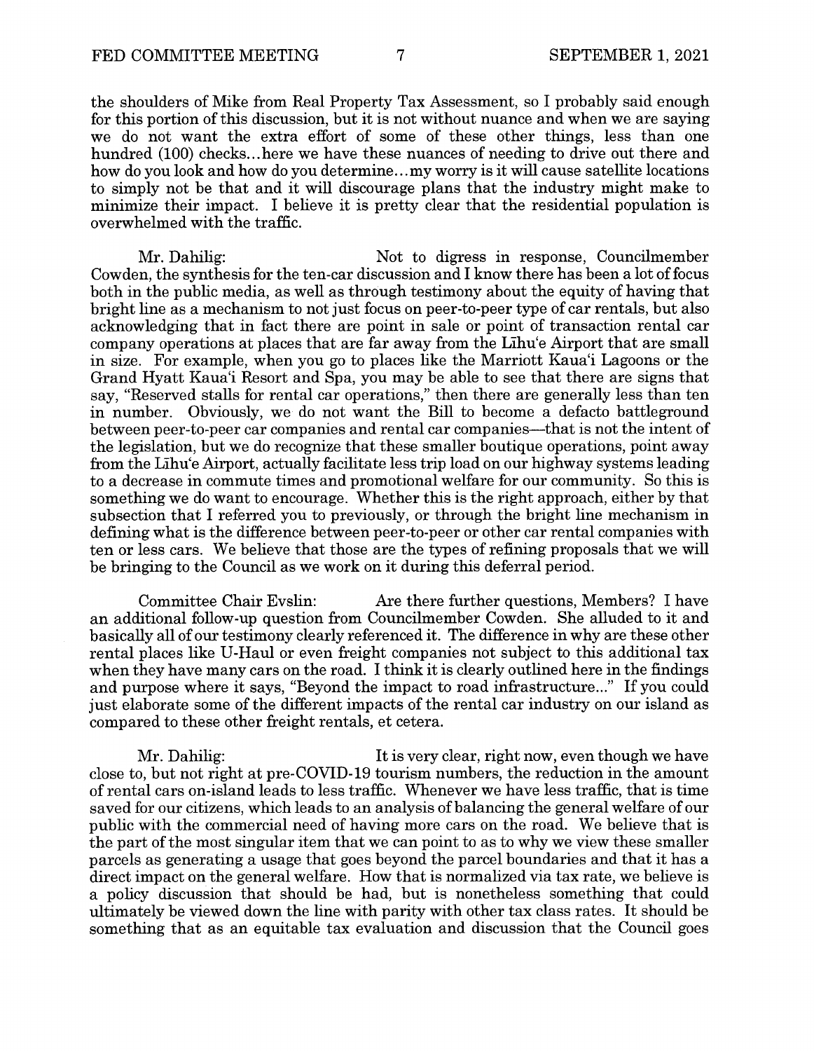the shoulders of Mike from Real Property Tax Assessment, so I probably said enough for this portion of this discussion, but it is not without nuance and when we are saying we do not want the extra effort of some of these other things, less than one hundred (100) checks...here we have these nuances of needing to drive out there and how do you look and how do you determine...my worry is it will cause satellite locations to simply not be that and it will discourage plans that the industry might make to minimize their impact. I believe it is pretty clear that the residential population is overwhelmed with the traffic.

Mr. Dahilig: Not to digress in response, Councilmember Cowden, the synthesis for the ten-car discussion and I know there has been a lot of focus both in the public media, as well as through testimony about the equity of having that bright line as a mechanism to not just focus on peer-to-peer type of car rentals, but also acknowledging that in fact there are point in sale or point of transaction rental car company operations at places that are far away from the Līhu'e Airport that are small in size. For example, when you go to places like the Marriott Kaua'i Lagoons or the Grand Hyatt Kaua'i Resort and Spa, you may be able to see that there are signs that say, "Reserved stalls for rental car operations," then there are generally less than ten in number. Obviously, we do not want the Bill to become a defacto battleground between peer-to-peer car companies and rental car companies—that is not the intent of the legislation, but we do recognize that these smaller boutique operations, point away from the Līhu'e Airport, actually facilitate less trip load on our highway systems leading to a decrease in commute times and promotional welfare for our community. So this is something we do want to encourage. Whether this is the right approach, either by that subsection that I referred you to previously, or through the bright line mechanism in defining what is the difference between peer-to-peer or other car rental companies with ten or less cars. We believe that those are the types of refining proposals that we will be bringing to the Council as we work on it during this deferral period.

Committee Chair Evslin: Are there further questions, Members? I have an additional follow-up question from Councilmember Cowden. She alluded to it and basically all of our testimony clearly referenced it. The difference in why are these other rental places like U-Haul or even freight companies not subject to this additional tax when they have many cars on the road. I think it is clearly outlined here in the findings and purpose where it says, "Beyond the impact to road infrastructure..." If you could just elaborate some of the different impacts of the rental car industry on our island as compared to these other freight rentals, et cetera.

Mr. Dahilig: It is very clear, right now, even though we have close to, but not right at pre-COVID-19 tourism numbers, the reduction in the amount of rental cars on-island leads to less traffic. Whenever we have less traffic, that is time saved for our citizens, which leads to an analysis of balancing the general welfare of our public with the commercial need of having more cars on the road. We believe that is the part of the most singular item that we can point to as to why we view these smaller parcels as generating a usage that goes beyond the parcel boundaries and that it has a direct impact on the general welfare. How that is normalized via tax rate, we believe is a policy discussion that should be had, but is nonetheless something that could ultimately be viewed down the line with parity with other tax class rates. It should be something that as an equitable tax evaluation and discussion that the Council goes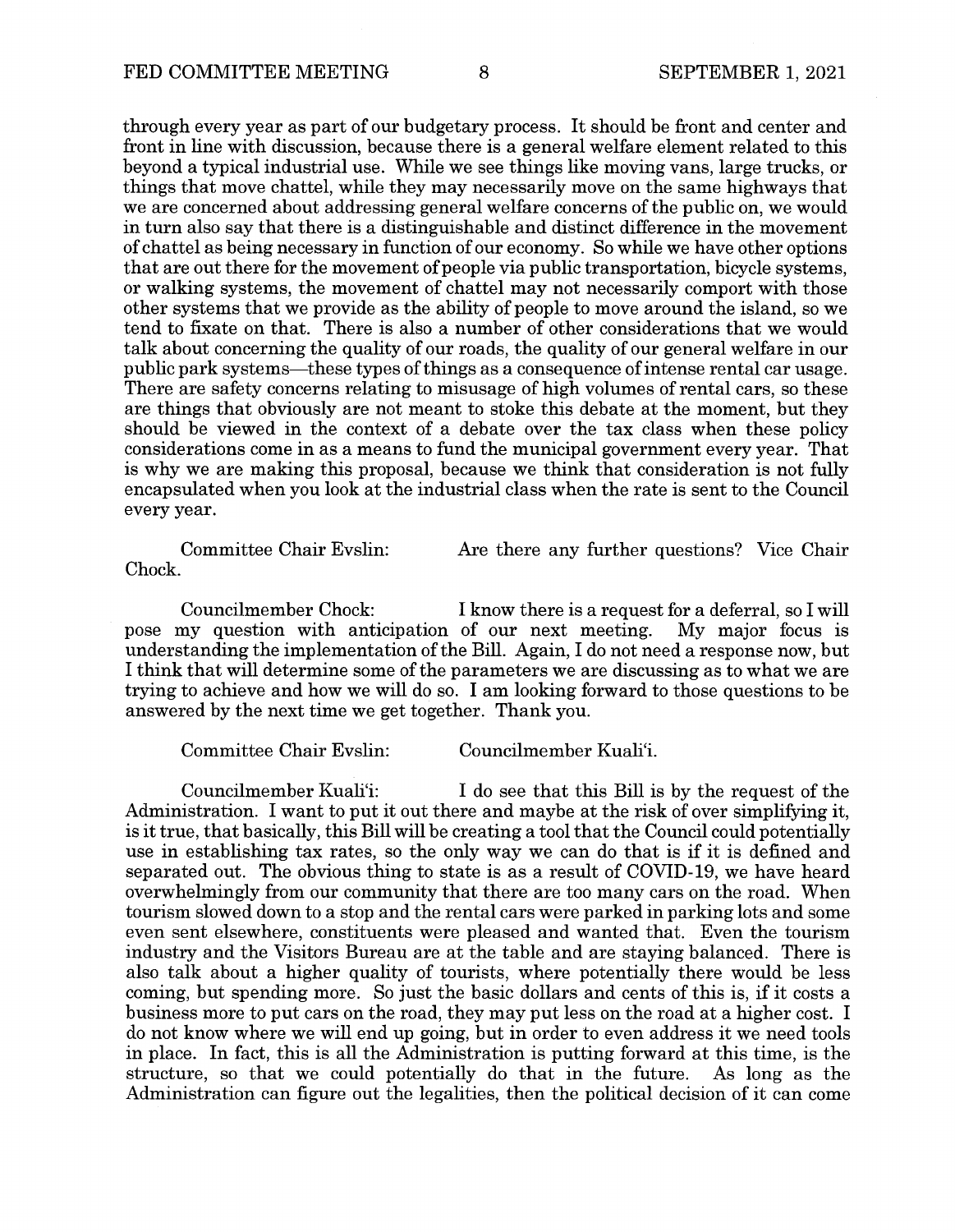through every year as part of our budgetary process. It should be front and center and front in line with discussion, because there is a general welfare element related to this beyond a typical industrial use. While we see things like moving vans, large trucks, or things that move chattel, while they may necessarily move on the same highways that we are concerned about addressing general welfare concerns of the public on, we would in turn also say that there is a distinguishable and distinct difference in the movement of chattel as being necessary in function of our economy. So while we have other options that are out there for the movement of people via public transportation, bicycle systems, or walking systems, the movement of chattel may not necessarily comport with those other systems that we provide as the ability of people to move around the island, so we tend to fixate on that. There is also a number of other considerations that we would talk about concerning the quality of our roads, the quality of our general welfare in our public park systems—these types of things as a consequence of intense rental car usage. There are safety concerns relating to misusage of high volumes of rental cars, so these are things that obviously are not meant to stoke this debate at the moment, but they should be viewed in the context of a debate over the tax class when these policy considerations come in as a means to fund the municipal government every year. That is why we are making this proposal, because we think that consideration is not fully encapsulated when you look at the industrial class when the rate is sent to the Council every year.

Committee Chair Evslin: Are there any further questions? Vice Chair Chock.

Councilmember Chock: I know there is a request for a deferral, so I will pose my question with anticipation of our next meeting. My major focus is understanding the implementation of the Bill. Again, I do not need a response now, but I think that will determine some of the parameters we are discussing as to what we are trying to achieve and how we will do so. I am looking forward to those questions to be answered by the next time we get together. Thank you.

Committee Chair Evslin: Councilmember Kuali'i.

Councilmember Kuali'i: I do see that this Bill is by the request of the Administration. I want to put it out there and maybe at the risk of over simplifying it, is it true, that basically, this Bill will be creating a tool that the Council could potentially use in establishing tax rates, so the only way we can do that is if it is defined and separated out. The obvious thing to state is as a result of COVID-19, we have heard overwhelmingly from our community that there are too many cars on the road. When tourism slowed down to a stop and the rental cars were parked in parking lots and some even sent elsewhere, constituents were pleased and wanted that. Even the tourism industry and the Visitors Bureau are at the table and are staying balanced. There is also talk about a higher quality of tourists, where potentially there would be less coming, but spending more. So just the basic dollars and cents of this is, if it costs a business more to put cars on the road, they may put less on the road at a higher cost. I do not know where we will end up going, but in order to even address it we need tools in place. In fact, this is all the Administration is putting forward at this time, is the structure, so that we could potentially do that in the future. As long as the Administration can figure out the legalities, then the political decision of it can come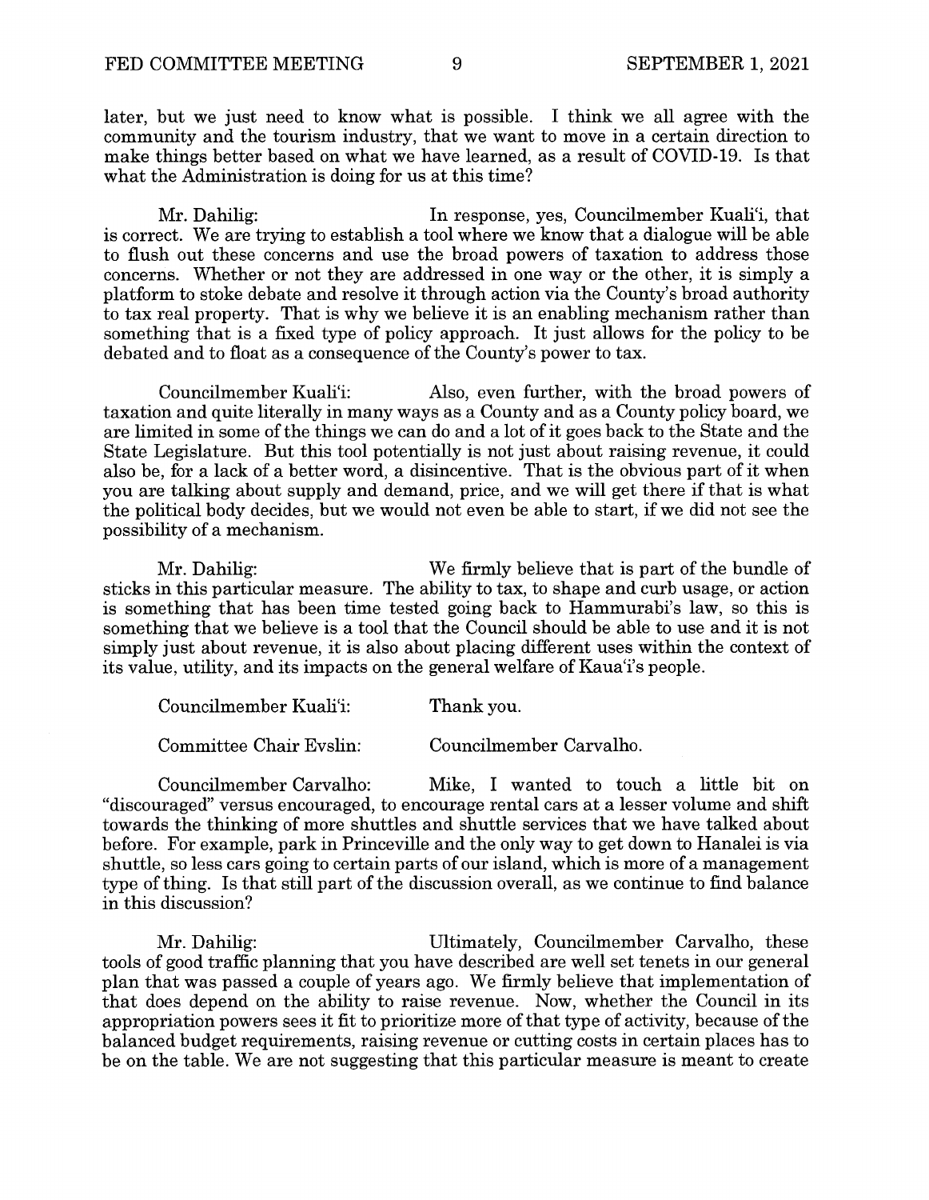later, but we just need to know what is possible. I think we all agree with the community and the tourism industry, that we want to move in a certain direction to make things better based on what we have learned, as a result of COVID-19. Is that what the Administration is doing for us at this time?

Mr. Dahilig: In response, yes, Councilmember Kuali'i, that is correct. We are trying to establish a tool where we know that a dialogue will be able to flush out these concerns and use the broad powers of taxation to address those concerns. Whether or not they are addressed in one way or the other, it is simply a platform to stoke debate and resolve it through action via the County's broad authority to tax real property. That is why we believe it is an enabling mechanism rather than something that is a fixed type of policy approach. It just allows for the policy to be debated and to float as a consequence of the County's power to tax.

Councilmember Kuali'i: Also, even further, with the broad powers of taxation and quite literally in many ways as a County and as a County policy board, we are limited in some of the things we can do and a lot of it goes back to the State and the State Legislature. But this tool potentially is not just about raising revenue, it could also be, for a lack of a better word, a disincentive. That is the obvious part of it when you are talking about supply and demand, price, and we will get there if that is what the political body decides, but we would not even be able to start, if we did not see the possibility of a mechanism.

Mr. Dahilig: We firmly believe that is part of the bundle of sticks in this particular measure. The ability to tax, to shape and curb usage, or action is something that has been time tested going back to Hammurabi's law, so this is something that we believe is a tool that the Council should be able to use and it is not simply just about revenue, it is also about placing different uses within the context of its value, utility, and its impacts on the general welfare of Kaua'i's people.

Councilmember Kuali'i: Thank you.

Committee Chair Evslin: Councilmember Carvalho.

Councilmember Carvalho: Mike, I wanted to touch a little bit on "discouraged" versus encouraged, to encourage rental cars at a lesser volume and shift towards the thinking of more shuttles and shuttle services that we have talked about before. For example, park in Princeville and the only way to get down to Hanalei is via shuttle, so less cars going to certain parts of our island, which is more of a management type of thing. Is that still part of the discussion overall, as we continue to find balance in this discussion?

Mr. Dahilig: Ultimately, Councilmember Carvalho, these tools of good traffic planning that you have described are well set tenets in our general plan that was passed a couple of years ago. We firmly believe that implementation of that does depend on the ability to raise revenue. Now, whether the Council in its appropriation powers sees it fit to prioritize more of that type of activity, because of the balanced budget requirements, raising revenue or cutting costs in certain places has to be on the table. We are not suggesting that this particular measure is meant to create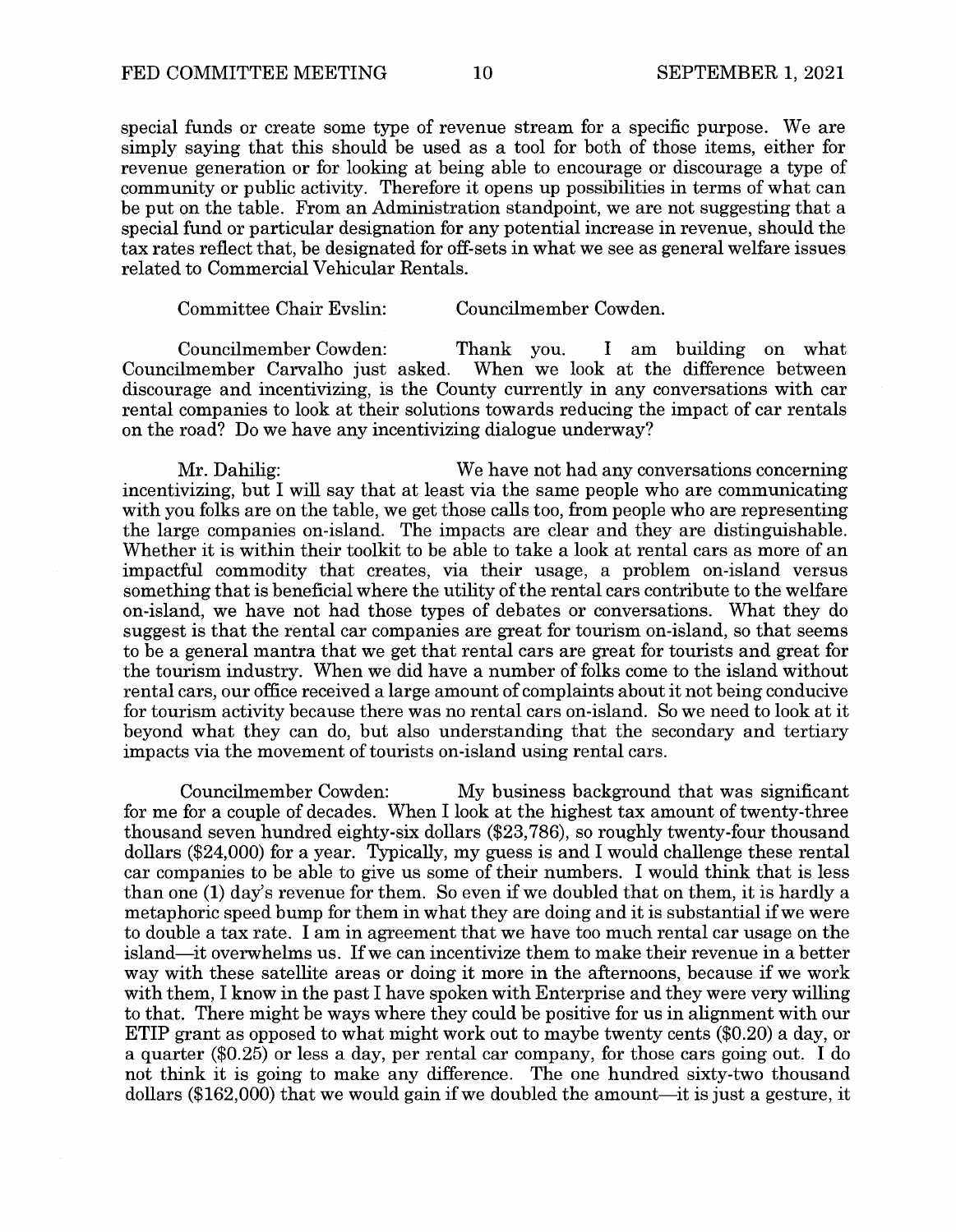special funds or create some type of revenue stream for a specific purpose. We are simply saying that this should be used as a tool for both of those items, either for revenue generation or for looking at being able to encourage or discourage a type of community or public activity. Therefore it opens up possibilities in terms of what can be put on the table. From an Administration standpoint, we are not suggesting that a special fund or particular designation for any potential increase in revenue, should the tax rates reflect that, be designated for off-sets in what we see as general welfare issues related to Commercial Vehicular Rentals.

Committee Chair Evslin: Councilmember Cowden.

Councilmember Cowden: Thank you. I am building on what Councilmember Carvalho just asked. When we look at the difference between discourage and incentivizing, is the County currently in any conversations with car rental companies to look at their solutions towards reducing the impact of car rentals on the road? Do we have any incentivizing dialogue underway?

Mr. Dahilig: We have not had any conversations concerning incentivizing, but I will say that at least via the same people who are communicating with you folks are on the table, we get those calls too, from people who are representing the large companies on-island. The impacts are clear and they are distinguishable. Whether it is within their toolkit to be able to take a look at rental cars as more of an impactful commodity that creates, via their usage, a problem on-island versus something that is beneficial where the utility of the rental cars contribute to the welfare on-island, we have not had those types of debates or conversations. What they do suggest is that the rental car companies are great for tourism on-island, so that seems to be a general mantra that we get that rental cars are great for tourists and great for the tourism industry. When we did have a number of folks come to the island without rental cars, our office received a large amount of complaints about it not being conducive for tourism activity because there was no rental cars on-island. So we need to look at it beyond what they can do, but also understanding that the secondary and tertiary impacts via the movement of tourists on-island using rental cars.

Councilmember Cowden: My business background that was significant for me for a couple of decades. When I look at the highest tax amount of twenty-three thousand seven hundred eighty-six dollars ($23,786), so roughly twenty-four thousand dollars ($24,000) for a year. Typically, my guess is and I would challenge these rental car companies to be able to give us some of their numbers. I would think that is less than one (1) day's revenue for them. So even if we doubled that on them, it is hardly a metaphoric speed bump for them in what they are doing and it is substantial if we were to double a tax rate. I am in agreement that we have too much rental car usage on the island—it overwhelms us. If we can incentivize them to make their revenue in a better way with these satellite areas or doing it more in the afternoons, because if we work with them, I know in the past I have spoken with Enterprise and they were very willing to that. There might be ways where they could be positive for us in alignment with our ETIP grant as opposed to what might work out to maybe twenty cents ($0.20) a day, or a quarter ($0.25) or less a day, per rental car company, for those cars going out. I do not think it is going to make any difference. The one hundred sixty-two thousand dollars ($162,000) that we would gain if we doubled the amount—it is just a gesture, it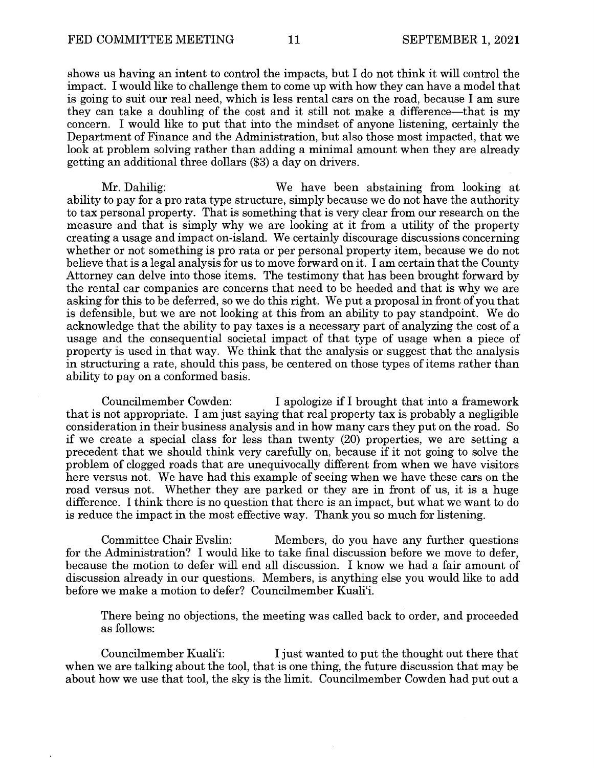shows us having an intent to control the impacts, but I do not think it will control the impact. I would like to challenge them to come up with how they can have a model that is going to suit our real need, which is less rental cars on the road, because I am sure they can take a doubling of the cost and it still not make a difference—that is my concern. I would like to put that into the mindset of anyone listening, certainly the Department of Finance and the Administration, but also those most impacted, that we look at problem solving rather than adding a minimal amount when they are already getting an additional three dollars ($3) a day on drivers.

Mr. Dahilig: We have been abstaining from looking at ability to pay for a pro rata type structure, simply because we do not have the authority to tax personal property. That is something that is very clear from our research on the measure and that is simply why we are looking at it from a utility of the property creating a usage and impact on-island. We certainly discourage discussions concerning whether or not something is pro rata or per personal property item, because we do not believe that is a legal analysis for us to move forward on it. I am certain that the County Attorney can delve into those items. The testimony that has been brought forward by the rental car companies are concerns that need to be heeded and that is why we are asking for this to be deferred, so we do this right. We put a proposal in front of you that is defensible, but we are not looking at this from an ability to pay standpoint. We do acknowledge that the ability to pay taxes is a necessary part of analyzing the cost of a usage and the consequential societal impact of that type of usage when a piece of property is used in that way. We think that the analysis or suggest that the analysis in structuring a rate, should this pass, be centered on those types of items rather than ability to pay on a conformed basis.

Councilmember Cowden: I apologize if I brought that into a framework that is not appropriate. I am just saying that real property tax is probably a negligible consideration in their business analysis and in how many cars they put on the road. So if we create a special class for less than twenty (20) properties, we are setting a precedent that we should think very carefully on, because if it not going to solve the problem of clogged roads that are unequivocally different from when we have visitors here versus not. We have had this example of seeing when we have these cars on the road versus not. Whether they are parked or they are in front of us, it is a huge difference. I think there is no question that there is an impact, but what we want to do is reduce the impact in the most effective way. Thank you so much for listening.

Committee Chair Evslin: Members, do you have any further questions for the Administration? I would like to take final discussion before we move to defer, because the motion to defer will end all discussion. I know we had a fair amount of discussion already in our questions. Members, is anything else you would like to add before we make a motion to defer? Councilmember Kuali'i.

There being no objections, the meeting was called back to order, and proceeded as follows:

Councilmember Kuali'i: I just wanted to put the thought out there that when we are talking about the tool, that is one thing, the future discussion that may be about how we use that tool, the sky is the limit. Councilmember Cowden had put out a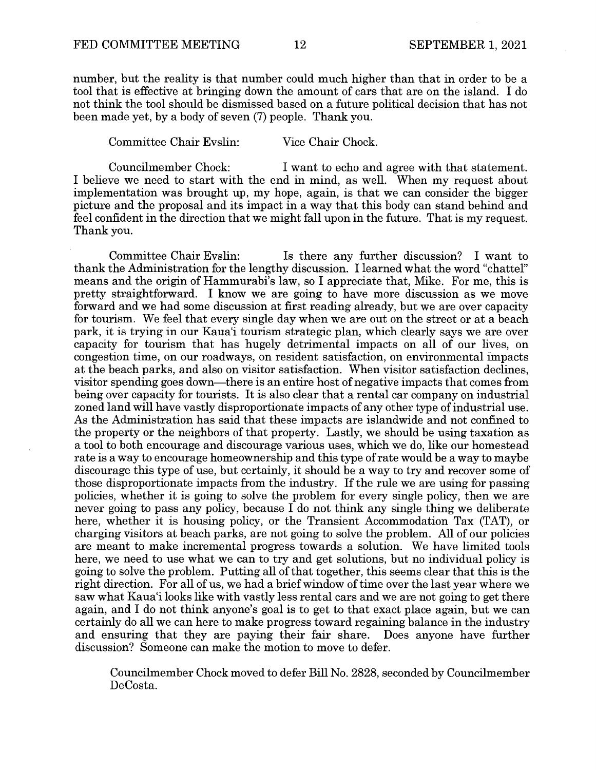number, but the reality is that number could much higher than that in order to be a tool that is effective at bringing down the amount of cars that are on the island. I do not think the tool should be dismissed based on a future political decision that has not been made yet, by a body of seven (7) people. Thank you.

Committee Chair Evslin: Vice Chair Chock.

Councilmember Chock: I want to echo and agree with that statement. I believe we need to start with the end in mind, as well. When my request about implementation was brought up, my hope, again, is that we can consider the bigger picture and the proposal and its impact in a way that this body can stand behind and feel confident in the direction that we might fall upon in the future. That is my request. Thank you.

Committee Chair Evslin: Is there any further discussion? I want to thank the Administration for the lengthy discussion. I learned what the word "chattel" means and the origin of Hammurabi's law, so I appreciate that, Mike. For me, this is pretty straightforward. I know we are going to have more discussion as we move forward and we had some discussion at first reading already, but we are over capacity for tourism. We feel that every single day when we are out on the street or at a beach park, it is trying in our Kaua'i tourism strategic plan, which clearly says we are over capacity for tourism that has hugely detrimental impacts on all of our lives, on congestion time, on our roadways, on resident satisfaction, on environmental impacts at the beach parks, and also on visitor satisfaction. When visitor satisfaction declines, visitor spending goes down—there is an entire host of negative impacts that comes from being over capacity for tourists. It is also clear that a rental car company on industrial zoned land will have vastly disproportionate impacts of any other type of industrial use. As the Administration has said that these impacts are islandwide and not confined to the property or the neighbors of that property. Lastly, we should be using taxation as a tool to both encourage and discourage various uses, which we do, like our homestead rate is a way to encourage homeownership and this type of rate would be a way to maybe discourage this type of use, but certainly, it should be a way to try and recover some of those disproportionate impacts from the industry. If the rule we are using for passing policies, whether it is going to solve the problem for every single policy, then we are never going to pass any policy, because I do not think any single thing we deliberate here, whether it is housing policy, or the Transient Accommodation Tax (TAT), or charging visitors at beach parks, are not going to solve the problem. All of our policies are meant to make incremental progress towards a solution. We have limited tools here, we need to use what we can to try and get solutions, but no individual policy is going to solve the problem. Putting all of that together, this seems clear that this is the right direction. For all of us, we had a brief window of time over the last year where we saw what Kaua'i looks like with vastly less rental cars and we are not going to get there again, and I do not think anyone's goal is to get to that exact place again, but we can certainly do all we can here to make progress toward regaining balance in the industry and ensuring that they are paying their fair share. Does anyone have further discussion? Someone can make the motion to move to defer.

Councilmember Chock moved to defer Bill No. 2828, seconded by Councilmember DeCosta.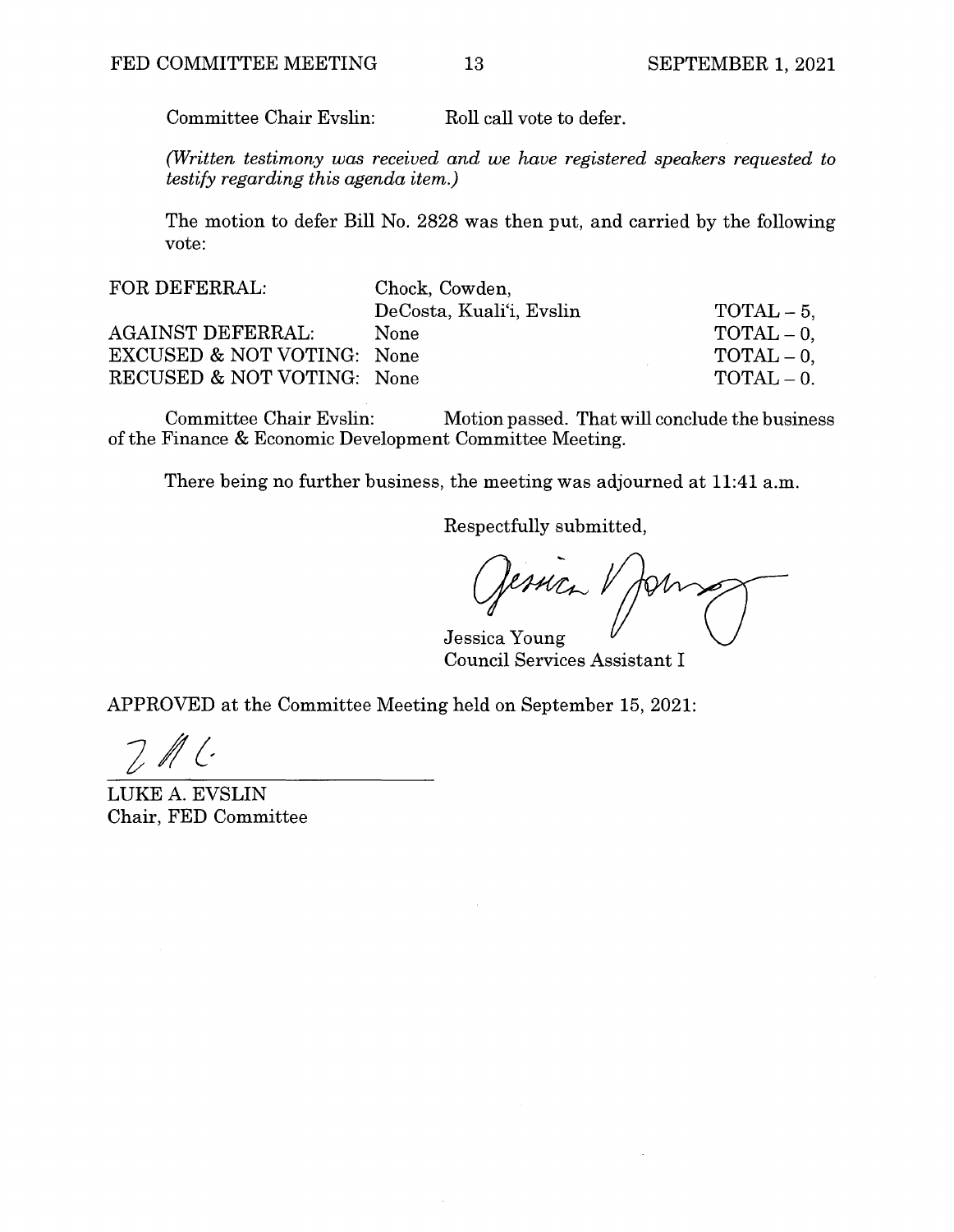Committee Chair Evslin: Roll call vote to defer.

*(Written testimony was received and we have registered speakers requested to testify regarding this agenda item.)*

The motion to defer Bill No. 2828 was then put, and carried by the following vote:

| | | |
|---|---|---|
| FOR DEFERRAL: | Chock, Cowden, DeCosta, Kuali'i, Evslin | TOTAL – 5, |
| AGAINST DEFERRAL: | None | TOTAL – 0, |
| EXCUSED & NOT VOTING: | None | TOTAL – 0, |
| RECUSED & NOT VOTING: | None | TOTAL – 0. |

Committee Chair Evslin: Motion passed. That will conclude the business of the Finance & Economic Development Committee Meeting.

There being no further business, the meeting was adjourned at 11:41 a.m.

Respectfully submitted,

Jessica Young
Council Services Assistant I

APPROVED at the Committee Meeting held on September 15, 2021:

LUKE A. EVSLIN
Chair, FED Committee